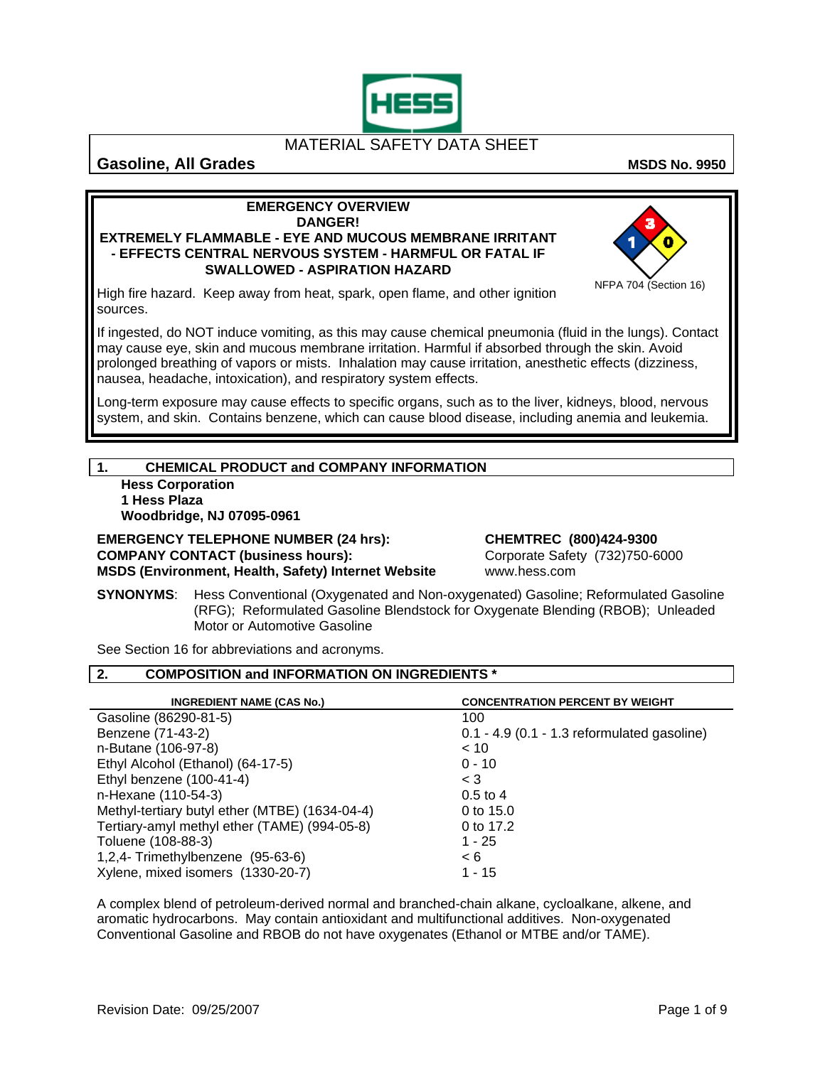MATERIAL SAFETY DATA SHEET

**Gasoline, All Grades** **MSDS No. 9950**

**EMERGENCY OVERVIEW**
**DANGER!**
**EXTREMELY FLAMMABLE - EYE AND MUCOUS MEMBRANE IRRITANT - EFFECTS CENTRAL NERVOUS SYSTEM - HARMFUL OR FATAL IF SWALLOWED - ASPIRATION HAZARD**

NFPA 704 (Section 16)

High fire hazard. Keep away from heat, spark, open flame, and other ignition sources.

If ingested, do NOT induce vomiting, as this may cause chemical pneumonia (fluid in the lungs). Contact may cause eye, skin and mucous membrane irritation. Harmful if absorbed through the skin. Avoid prolonged breathing of vapors or mists. Inhalation may cause irritation, anesthetic effects (dizziness, nausea, headache, intoxication), and respiratory system effects.

Long-term exposure may cause effects to specific organs, such as to the liver, kidneys, blood, nervous system, and skin. Contains benzene, which can cause blood disease, including anemia and leukemia.

## 1. CHEMICAL PRODUCT and COMPANY INFORMATION

**Hess Corporation**
**1 Hess Plaza**
**Woodbridge, NJ 07095-0961**

**EMERGENCY TELEPHONE NUMBER (24 hrs):** **CHEMTREC (800)424-9300**
**COMPANY CONTACT (business hours):** Corporate Safety (732)750-6000
**MSDS (Environment, Health, Safety) Internet Website** www.hess.com

**SYNONYMS**: Hess Conventional (Oxygenated and Non-oxygenated) Gasoline; Reformulated Gasoline (RFG); Reformulated Gasoline Blendstock for Oxygenate Blending (RBOB); Unleaded Motor or Automotive Gasoline

See Section 16 for abbreviations and acronyms.

## 2. COMPOSITION and INFORMATION ON INGREDIENTS *

| INGREDIENT NAME (CAS No.) | CONCENTRATION PERCENT BY WEIGHT |
|---|---|
| Gasoline (86290-81-5) | 100 |
| Benzene (71-43-2) | 0.1 - 4.9 (0.1 - 1.3 reformulated gasoline) |
| n-Butane (106-97-8) | < 10 |
| Ethyl Alcohol (Ethanol) (64-17-5) | 0 - 10 |
| Ethyl benzene (100-41-4) | < 3 |
| n-Hexane (110-54-3) | 0.5 to 4 |
| Methyl-tertiary butyl ether (MTBE) (1634-04-4) | 0 to 15.0 |
| Tertiary-amyl methyl ether (TAME) (994-05-8) | 0 to 17.2 |
| Toluene (108-88-3) | 1 - 25 |
| 1,2,4- Trimethylbenzene (95-63-6) | < 6 |
| Xylene, mixed isomers (1330-20-7) | 1 - 15 |

A complex blend of petroleum-derived normal and branched-chain alkane, cycloalkane, alkene, and aromatic hydrocarbons. May contain antioxidant and multifunctional additives. Non-oxygenated Conventional Gasoline and RBOB do not have oxygenates (Ethanol or MTBE and/or TAME).

Revision Date: 09/25/2007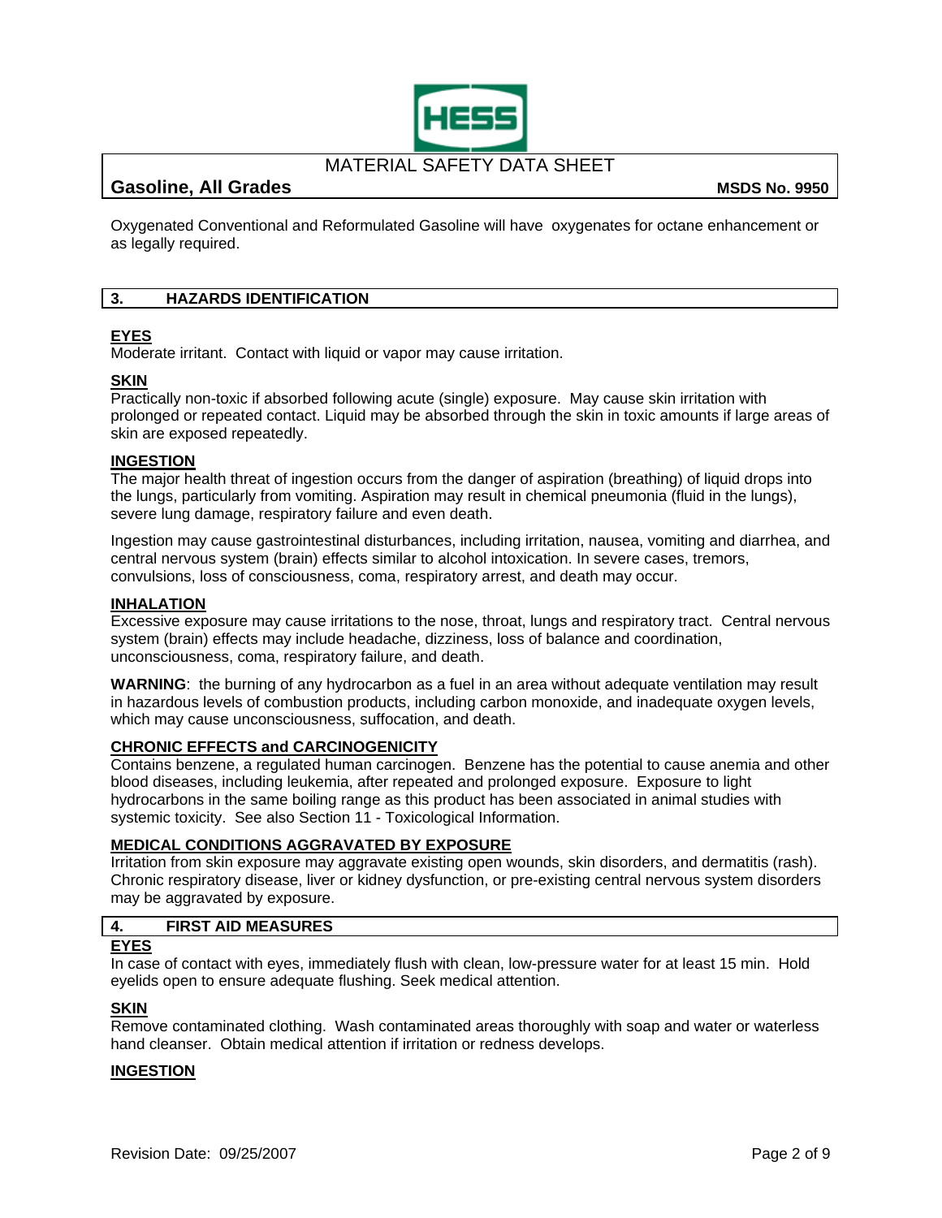Oxygenated Conventional and Reformulated Gasoline will have oxygenates for octane enhancement or as legally required.

## 3. HAZARDS IDENTIFICATION

**EYES**

Moderate irritant. Contact with liquid or vapor may cause irritation.

**SKIN**

Practically non-toxic if absorbed following acute (single) exposure. May cause skin irritation with prolonged or repeated contact. Liquid may be absorbed through the skin in toxic amounts if large areas of skin are exposed repeatedly.

**INGESTION**

The major health threat of ingestion occurs from the danger of aspiration (breathing) of liquid drops into the lungs, particularly from vomiting. Aspiration may result in chemical pneumonia (fluid in the lungs), severe lung damage, respiratory failure and even death.

Ingestion may cause gastrointestinal disturbances, including irritation, nausea, vomiting and diarrhea, and central nervous system (brain) effects similar to alcohol intoxication. In severe cases, tremors, convulsions, loss of consciousness, coma, respiratory arrest, and death may occur.

**INHALATION**

Excessive exposure may cause irritations to the nose, throat, lungs and respiratory tract. Central nervous system (brain) effects may include headache, dizziness, loss of balance and coordination, unconsciousness, coma, respiratory failure, and death.

**WARNING**: the burning of any hydrocarbon as a fuel in an area without adequate ventilation may result in hazardous levels of combustion products, including carbon monoxide, and inadequate oxygen levels, which may cause unconsciousness, suffocation, and death.

**CHRONIC EFFECTS and CARCINOGENICITY**

Contains benzene, a regulated human carcinogen. Benzene has the potential to cause anemia and other blood diseases, including leukemia, after repeated and prolonged exposure. Exposure to light hydrocarbons in the same boiling range as this product has been associated in animal studies with systemic toxicity. See also Section 11 - Toxicological Information.

**MEDICAL CONDITIONS AGGRAVATED BY EXPOSURE**

Irritation from skin exposure may aggravate existing open wounds, skin disorders, and dermatitis (rash). Chronic respiratory disease, liver or kidney dysfunction, or pre-existing central nervous system disorders may be aggravated by exposure.

## 4. FIRST AID MEASURES

**EYES**

In case of contact with eyes, immediately flush with clean, low-pressure water for at least 15 min. Hold eyelids open to ensure adequate flushing. Seek medical attention.

**SKIN**

Remove contaminated clothing. Wash contaminated areas thoroughly with soap and water or waterless hand cleanser. Obtain medical attention if irritation or redness develops.

**INGESTION**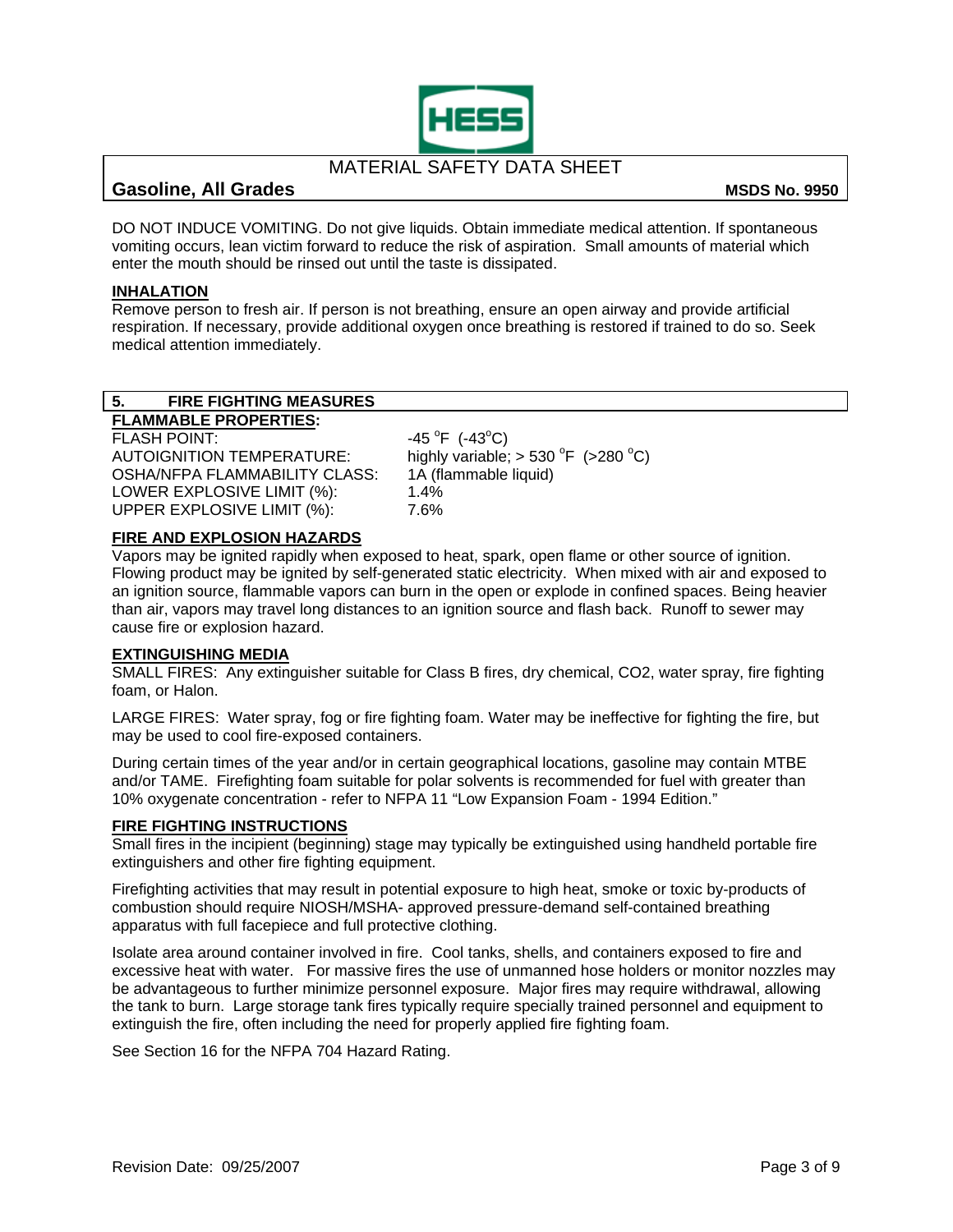DO NOT INDUCE VOMITING. Do not give liquids. Obtain immediate medical attention. If spontaneous vomiting occurs, lean victim forward to reduce the risk of aspiration. Small amounts of material which enter the mouth should be rinsed out until the taste is dissipated.

**INHALATION**

Remove person to fresh air. If person is not breathing, ensure an open airway and provide artificial respiration. If necessary, provide additional oxygen once breathing is restored if trained to do so. Seek medical attention immediately.

## 5. FIRE FIGHTING MEASURES

**FLAMMABLE PROPERTIES:**

| | |
|---|---|
| FLASH POINT: | -45 °F (-43°C) |
| AUTOIGNITION TEMPERATURE: | highly variable; > 530 °F (>280 °C) |
| OSHA/NFPA FLAMMABILITY CLASS: | 1A (flammable liquid) |
| LOWER EXPLOSIVE LIMIT (%): | 1.4% |
| UPPER EXPLOSIVE LIMIT (%): | 7.6% |

**FIRE AND EXPLOSION HAZARDS**

Vapors may be ignited rapidly when exposed to heat, spark, open flame or other source of ignition. Flowing product may be ignited by self-generated static electricity. When mixed with air and exposed to an ignition source, flammable vapors can burn in the open or explode in confined spaces. Being heavier than air, vapors may travel long distances to an ignition source and flash back. Runoff to sewer may cause fire or explosion hazard.

**EXTINGUISHING MEDIA**

SMALL FIRES: Any extinguisher suitable for Class B fires, dry chemical, $CO_2$, water spray, fire fighting foam, or Halon.

LARGE FIRES: Water spray, fog or fire fighting foam. Water may be ineffective for fighting the fire, but may be used to cool fire-exposed containers.

During certain times of the year and/or in certain geographical locations, gasoline may contain MTBE and/or TAME. Firefighting foam suitable for polar solvents is recommended for fuel with greater than 10% oxygenate concentration - refer to NFPA 11 "Low Expansion Foam - 1994 Edition."

**FIRE FIGHTING INSTRUCTIONS**

Small fires in the incipient (beginning) stage may typically be extinguished using handheld portable fire extinguishers and other fire fighting equipment.

Firefighting activities that may result in potential exposure to high heat, smoke or toxic by-products of combustion should require NIOSH/MSHA- approved pressure-demand self-contained breathing apparatus with full facepiece and full protective clothing.

Isolate area around container involved in fire. Cool tanks, shells, and containers exposed to fire and excessive heat with water. For massive fires the use of unmanned hose holders or monitor nozzles may be advantageous to further minimize personnel exposure. Major fires may require withdrawal, allowing the tank to burn. Large storage tank fires typically require specially trained personnel and equipment to extinguish the fire, often including the need for properly applied fire fighting foam.

See Section 16 for the NFPA 704 Hazard Rating.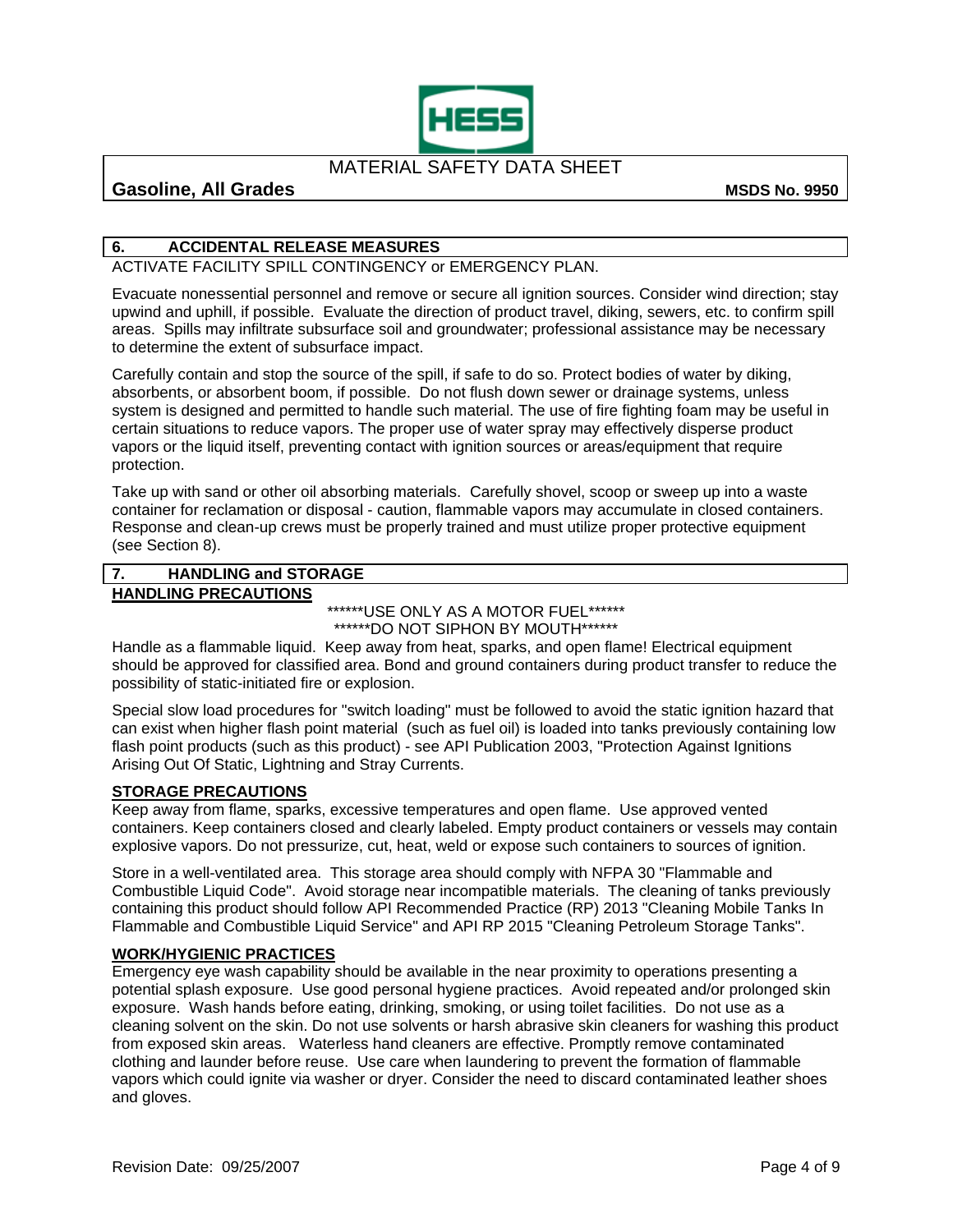## 6. ACCIDENTAL RELEASE MEASURES

ACTIVATE FACILITY SPILL CONTINGENCY or EMERGENCY PLAN.

Evacuate nonessential personnel and remove or secure all ignition sources. Consider wind direction; stay upwind and uphill, if possible. Evaluate the direction of product travel, diking, sewers, etc. to confirm spill areas. Spills may infiltrate subsurface soil and groundwater; professional assistance may be necessary to determine the extent of subsurface impact.

Carefully contain and stop the source of the spill, if safe to do so. Protect bodies of water by diking, absorbents, or absorbent boom, if possible. Do not flush down sewer or drainage systems, unless system is designed and permitted to handle such material. The use of fire fighting foam may be useful in certain situations to reduce vapors. The proper use of water spray may effectively disperse product vapors or the liquid itself, preventing contact with ignition sources or areas/equipment that require protection.

Take up with sand or other oil absorbing materials. Carefully shovel, scoop or sweep up into a waste container for reclamation or disposal - caution, flammable vapors may accumulate in closed containers. Response and clean-up crews must be properly trained and must utilize proper protective equipment (see Section 8).

## 7. HANDLING and STORAGE

### HANDLING PRECAUTIONS

******USE ONLY AS A MOTOR FUEL******
******DO NOT SIPHON BY MOUTH******

Handle as a flammable liquid. Keep away from heat, sparks, and open flame! Electrical equipment should be approved for classified area. Bond and ground containers during product transfer to reduce the possibility of static-initiated fire or explosion.

Special slow load procedures for "switch loading" must be followed to avoid the static ignition hazard that can exist when higher flash point material (such as fuel oil) is loaded into tanks previously containing low flash point products (such as this product) - see API Publication 2003, "Protection Against Ignitions Arising Out Of Static, Lightning and Stray Currents.

### STORAGE PRECAUTIONS

Keep away from flame, sparks, excessive temperatures and open flame. Use approved vented containers. Keep containers closed and clearly labeled. Empty product containers or vessels may contain explosive vapors. Do not pressurize, cut, heat, weld or expose such containers to sources of ignition.

Store in a well-ventilated area. This storage area should comply with NFPA 30 "Flammable and Combustible Liquid Code". Avoid storage near incompatible materials. The cleaning of tanks previously containing this product should follow API Recommended Practice (RP) 2013 "Cleaning Mobile Tanks In Flammable and Combustible Liquid Service" and API RP 2015 "Cleaning Petroleum Storage Tanks".

### WORK/HYGIENIC PRACTICES

Emergency eye wash capability should be available in the near proximity to operations presenting a potential splash exposure. Use good personal hygiene practices. Avoid repeated and/or prolonged skin exposure. Wash hands before eating, drinking, smoking, or using toilet facilities. Do not use as a cleaning solvent on the skin. Do not use solvents or harsh abrasive skin cleaners for washing this product from exposed skin areas. Waterless hand cleaners are effective. Promptly remove contaminated clothing and launder before reuse. Use care when laundering to prevent the formation of flammable vapors which could ignite via washer or dryer. Consider the need to discard contaminated leather shoes and gloves.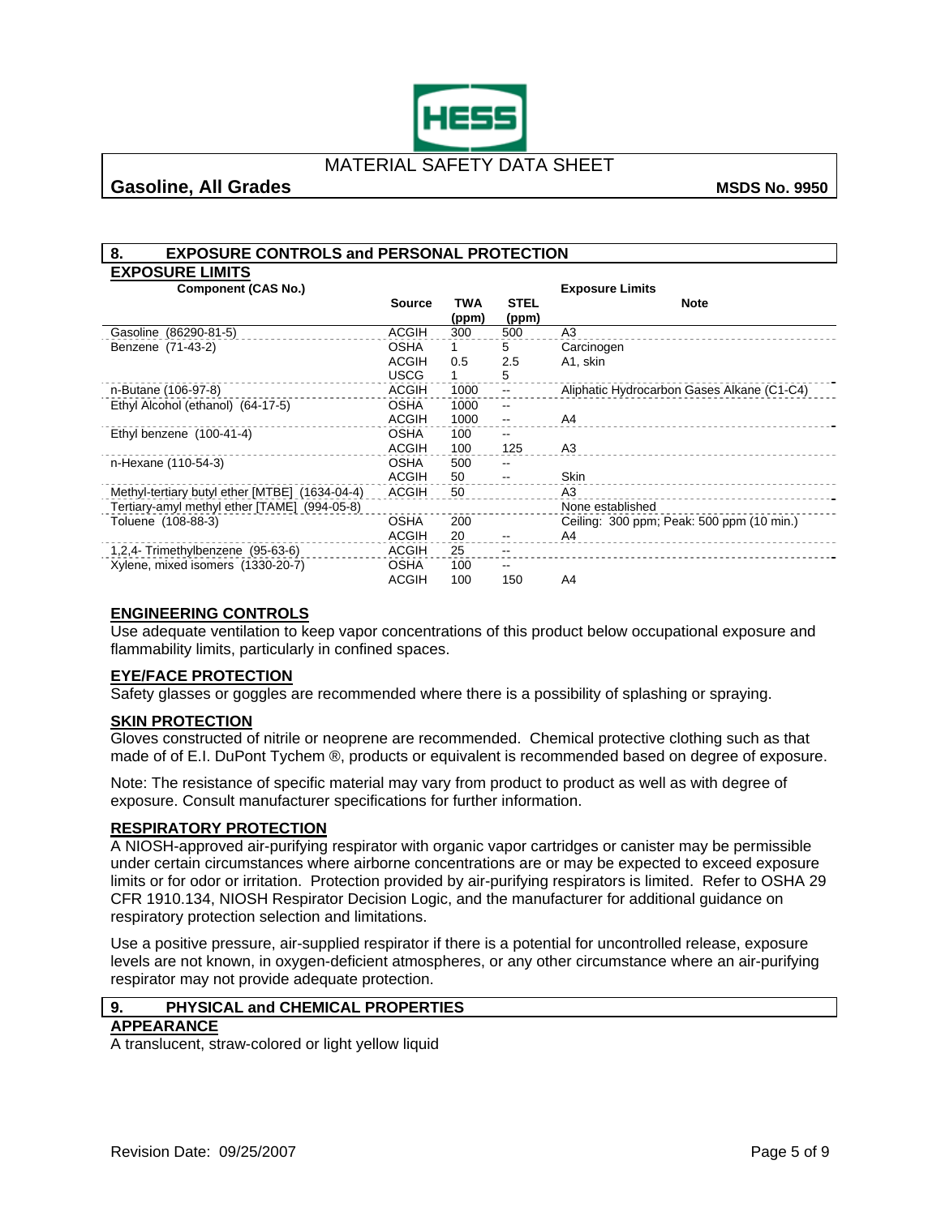## 8. EXPOSURE CONTROLS and PERSONAL PROTECTION

### EXPOSURE LIMITS

| Component (CAS No.) | Source | TWA (ppm) | STEL (ppm) | Exposure Limits Note |
|---|---|---|---|---|
| Gasoline (86290-81-5) | ACGIH | 300 | 500 | A3 |
| Benzene (71-43-2) | OSHA | 1 | 5 | Carcinogen |
| | ACGIH | 0.5 | 2.5 | A1, skin |
| | USCG | 1 | 5 | |
| n-Butane (106-97-8) | ACGIH | 1000 | -- | Aliphatic Hydrocarbon Gases Alkane (C1-C4) |
| Ethyl Alcohol (ethanol) (64-17-5) | OSHA | 1000 | -- | |
| | ACGIH | 1000 | -- | A4 |
| Ethyl benzene (100-41-4) | OSHA | 100 | -- | |
| | ACGIH | 100 | 125 | A3 |
| n-Hexane (110-54-3) | OSHA | 500 | -- | |
| | ACGIH | 50 | -- | Skin |
| Methyl-tertiary butyl ether [MTBE] (1634-04-4) | ACGIH | 50 | | A3 |
| Tertiary-amyl methyl ether [TAME] (994-05-8) | | | | None established |
| Toluene (108-88-3) | OSHA | 200 | | Ceiling: 300 ppm; Peak: 500 ppm (10 min.) |
| | ACGIH | 20 | -- | A4 |
| 1,2,4- Trimethylbenzene (95-63-6) | ACGIH | 25 | -- | |
| Xylene, mixed isomers (1330-20-7) | OSHA | 100 | -- | |
| | ACGIH | 100 | 150 | A4 |

### ENGINEERING CONTROLS

Use adequate ventilation to keep vapor concentrations of this product below occupational exposure and flammability limits, particularly in confined spaces.

### EYE/FACE PROTECTION

Safety glasses or goggles are recommended where there is a possibility of splashing or spraying.

### SKIN PROTECTION

Gloves constructed of nitrile or neoprene are recommended. Chemical protective clothing such as that made of of E.I. DuPont Tychem ®, products or equivalent is recommended based on degree of exposure.

Note: The resistance of specific material may vary from product to product as well as with degree of exposure. Consult manufacturer specifications for further information.

### RESPIRATORY PROTECTION

A NIOSH-approved air-purifying respirator with organic vapor cartridges or canister may be permissible under certain circumstances where airborne concentrations are or may be expected to exceed exposure limits or for odor or irritation. Protection provided by air-purifying respirators is limited. Refer to OSHA 29 CFR 1910.134, NIOSH Respirator Decision Logic, and the manufacturer for additional guidance on respiratory protection selection and limitations.

Use a positive pressure, air-supplied respirator if there is a potential for uncontrolled release, exposure levels are not known, in oxygen-deficient atmospheres, or any other circumstance where an air-purifying respirator may not provide adequate protection.

## 9. PHYSICAL and CHEMICAL PROPERTIES

### APPEARANCE

A translucent, straw-colored or light yellow liquid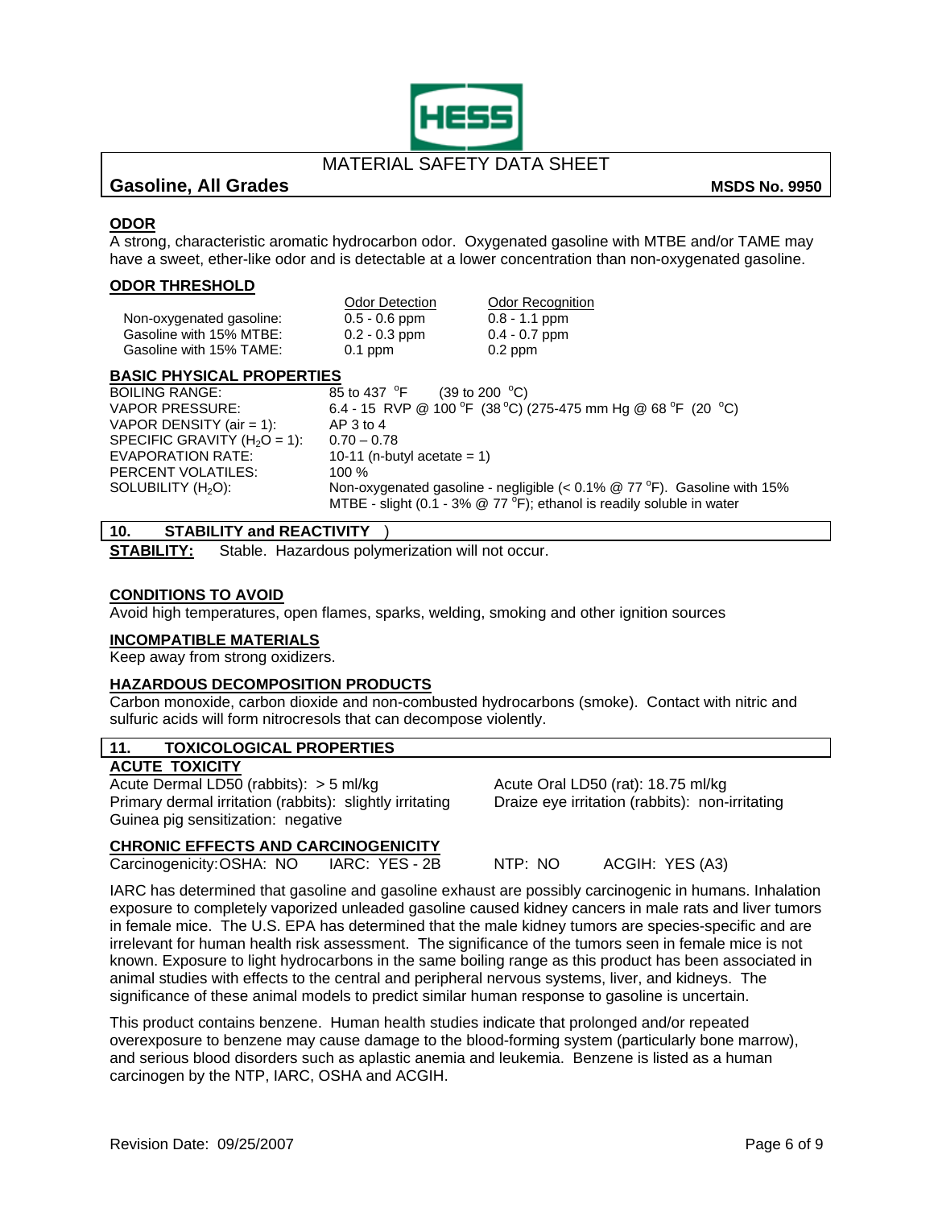**ODOR**

A strong, characteristic aromatic hydrocarbon odor. Oxygenated gasoline with MTBE and/or TAME may have a sweet, ether-like odor and is detectable at a lower concentration than non-oxygenated gasoline.

**ODOR THRESHOLD**

| | Odor Detection | Odor Recognition |
|---|---|---|
| Non-oxygenated gasoline: | 0.5 - 0.6 ppm | 0.8 - 1.1 ppm |
| Gasoline with 15% MTBE: | 0.2 - 0.3 ppm | 0.4 - 0.7 ppm |
| Gasoline with 15% TAME: | 0.1 ppm | 0.2 ppm |

**BASIC PHYSICAL PROPERTIES**

| | |
|---|---|
| BOILING RANGE: | 85 to 437 °F (39 to 200 °C) |
| VAPOR PRESSURE: | 6.4 - 15 RVP @ 100 °F (38 °C) (275-475 mm Hg @ 68 °F (20 °C) |
| VAPOR DENSITY (air = 1): | AP 3 to 4 |
| SPECIFIC GRAVITY ($H_2O$ = 1): | 0.70 – 0.78 |
| EVAPORATION RATE: | 10-11 (n-butyl acetate = 1) |
| PERCENT VOLATILES: | 100 % |
| SOLUBILITY ($H_2O$): | Non-oxygenated gasoline - negligible (< 0.1% @ 77 °F). Gasoline with 15% MTBE - slight (0.1 - 3% @ 77 °F); ethanol is readily soluble in water |

## 10. STABILITY and REACTIVITY

**STABILITY:** Stable. Hazardous polymerization will not occur.

**CONDITIONS TO AVOID**

Avoid high temperatures, open flames, sparks, welding, smoking and other ignition sources

**INCOMPATIBLE MATERIALS**

Keep away from strong oxidizers.

**HAZARDOUS DECOMPOSITION PRODUCTS**

Carbon monoxide, carbon dioxide and non-combusted hydrocarbons (smoke). Contact with nitric and sulfuric acids will form nitrocresols that can decompose violently.

## 11. TOXICOLOGICAL PROPERTIES

**ACUTE TOXICITY**

Acute Dermal LD50 (rabbits): > 5 ml/kg
Acute Oral LD50 (rat): 18.75 ml/kg
Primary dermal irritation (rabbits): slightly irritating
Draize eye irritation (rabbits): non-irritating
Guinea pig sensitization: negative

**CHRONIC EFFECTS AND CARCINOGENICITY**

Carcinogenicity: OSHA: NO IARC: YES - 2B NTP: NO ACGIH: YES (A3)

IARC has determined that gasoline and gasoline exhaust are possibly carcinogenic in humans. Inhalation exposure to completely vaporized unleaded gasoline caused kidney cancers in male rats and liver tumors in female mice. The U.S. EPA has determined that the male kidney tumors are species-specific and are irrelevant for human health risk assessment. The significance of the tumors seen in female mice is not known. Exposure to light hydrocarbons in the same boiling range as this product has been associated in animal studies with effects to the central and peripheral nervous systems, liver, and kidneys. The significance of these animal models to predict similar human response to gasoline is uncertain.

This product contains benzene. Human health studies indicate that prolonged and/or repeated overexposure to benzene may cause damage to the blood-forming system (particularly bone marrow), and serious blood disorders such as aplastic anemia and leukemia. Benzene is listed as a human carcinogen by the NTP, IARC, OSHA and ACGIH.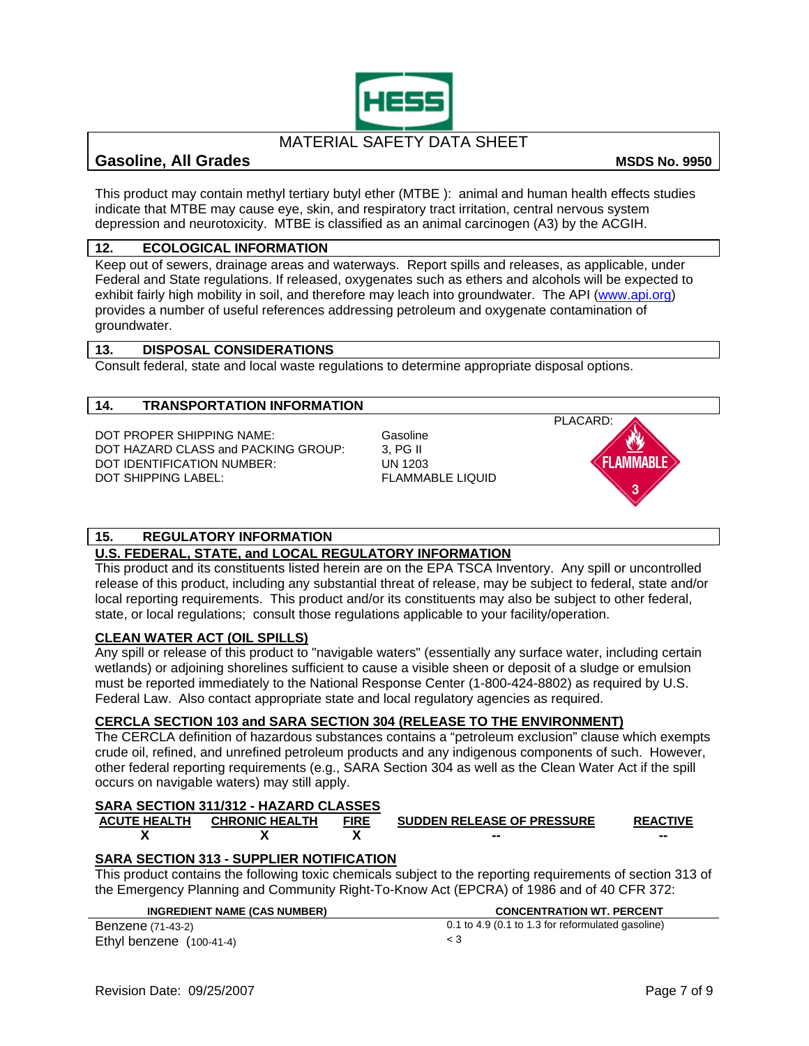MATERIAL SAFETY DATA SHEET

**Gasoline, All Grades** **MSDS No. 9950**

This product may contain methyl tertiary butyl ether (MTBE ): animal and human health effects studies indicate that MTBE may cause eye, skin, and respiratory tract irritation, central nervous system depression and neurotoxicity. MTBE is classified as an animal carcinogen (A3) by the ACGIH.

## 12. ECOLOGICAL INFORMATION

Keep out of sewers, drainage areas and waterways. Report spills and releases, as applicable, under Federal and State regulations. If released, oxygenates such as ethers and alcohols will be expected to exhibit fairly high mobility in soil, and therefore may leach into groundwater. The API (www.api.org) provides a number of useful references addressing petroleum and oxygenate contamination of groundwater.

## 13. DISPOSAL CONSIDERATIONS

Consult federal, state and local waste regulations to determine appropriate disposal options.

## 14. TRANSPORTATION INFORMATION

| | |
|---|---|
| DOT PROPER SHIPPING NAME: | Gasoline |
| DOT HAZARD CLASS and PACKING GROUP: | 3, PG II |
| DOT IDENTIFICATION NUMBER: | UN 1203 |
| DOT SHIPPING LABEL: | FLAMMABLE LIQUID |

PLACARD: FLAMMABLE 3

## 15. REGULATORY INFORMATION

### U.S. FEDERAL, STATE, and LOCAL REGULATORY INFORMATION

This product and its constituents listed herein are on the EPA TSCA Inventory. Any spill or uncontrolled release of this product, including any substantial threat of release, may be subject to federal, state and/or local reporting requirements. This product and/or its constituents may also be subject to other federal, state, or local regulations; consult those regulations applicable to your facility/operation.

### CLEAN WATER ACT (OIL SPILLS)

Any spill or release of this product to "navigable waters" (essentially any surface water, including certain wetlands) or adjoining shorelines sufficient to cause a visible sheen or deposit of a sludge or emulsion must be reported immediately to the National Response Center (1-800-424-8802) as required by U.S. Federal Law. Also contact appropriate state and local regulatory agencies as required.

### CERCLA SECTION 103 and SARA SECTION 304 (RELEASE TO THE ENVIRONMENT)

The CERCLA definition of hazardous substances contains a "petroleum exclusion" clause which exempts crude oil, refined, and unrefined petroleum products and any indigenous components of such. However, other federal reporting requirements (e.g., SARA Section 304 as well as the Clean Water Act if the spill occurs on navigable waters) may still apply.

### SARA SECTION 311/312 - HAZARD CLASSES

| ACUTE HEALTH | CHRONIC HEALTH | FIRE | SUDDEN RELEASE OF PRESSURE | REACTIVE |
|---|---|---|---|---|
| X | X | X | -- | -- |

### SARA SECTION 313 - SUPPLIER NOTIFICATION

This product contains the following toxic chemicals subject to the reporting requirements of section 313 of the Emergency Planning and Community Right-To-Know Act (EPCRA) of 1986 and of 40 CFR 372:

| INGREDIENT NAME (CAS NUMBER) | CONCENTRATION WT. PERCENT |
|---|---|
| Benzene (71-43-2) | 0.1 to 4.9 (0.1 to 1.3 for reformulated gasoline) |
| Ethyl benzene (100-41-4) | < 3 |

Revision Date: 09/25/2007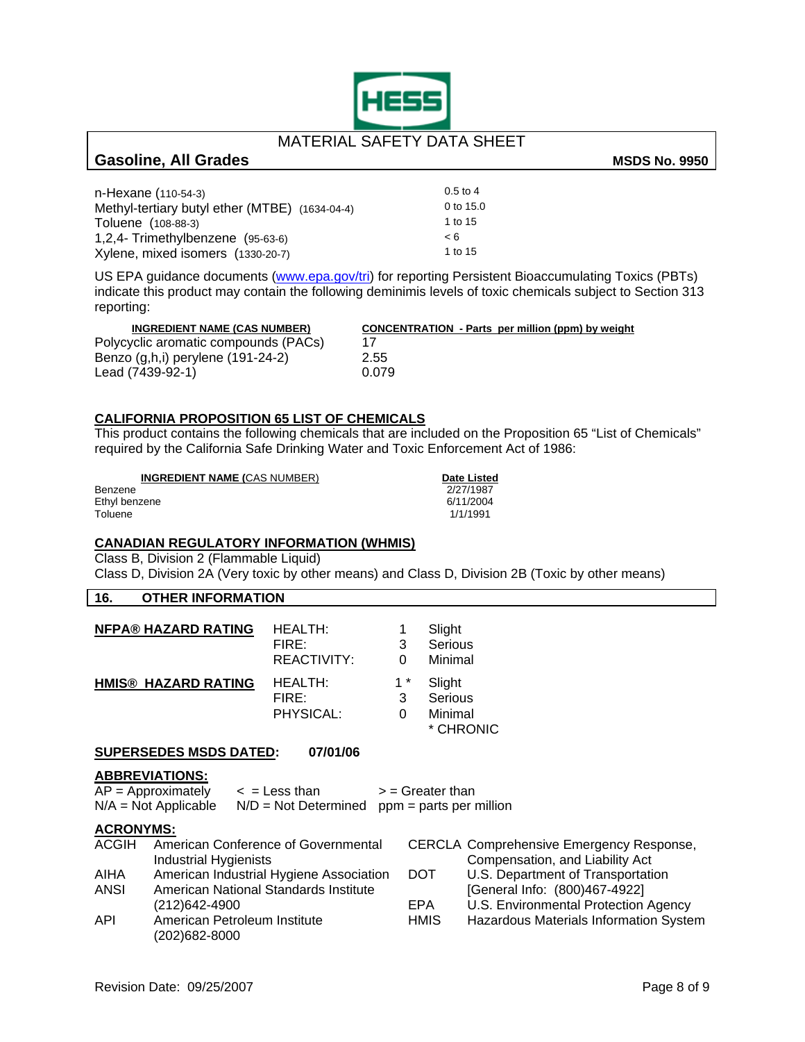| | |
|---|---|
| n-Hexane (110-54-3) | 0.5 to 4 |
| Methyl-tertiary butyl ether (MTBE) (1634-04-4) | 0 to 15.0 |
| Toluene (108-88-3) | 1 to 15 |
| 1,2,4- Trimethylbenzene (95-63-6) | < 6 |
| Xylene, mixed isomers (1330-20-7) | 1 to 15 |

US EPA guidance documents (www.epa.gov/tri) for reporting Persistent Bioaccumulating Toxics (PBTs) indicate this product may contain the following deminimis levels of toxic chemicals subject to Section 313 reporting:

| INGREDIENT NAME (CAS NUMBER) | CONCENTRATION - Parts per million (ppm) by weight |
|---|---|
| Polycyclic aromatic compounds (PACs) | 17 |
| Benzo (g,h,i) perylene (191-24-2) | 2.55 |
| Lead (7439-92-1) | 0.079 |

**CALIFORNIA PROPOSITION 65 LIST OF CHEMICALS**

This product contains the following chemicals that are included on the Proposition 65 "List of Chemicals" required by the California Safe Drinking Water and Toxic Enforcement Act of 1986:

| INGREDIENT NAME (CAS NUMBER) | Date Listed |
|---|---|
| Benzene | 2/27/1987 |
| Ethyl benzene | 6/11/2004 |
| Toluene | 1/1/1991 |

**CANADIAN REGULATORY INFORMATION (WHMIS)**

Class B, Division 2 (Flammable Liquid)
Class D, Division 2A (Very toxic by other means) and Class D, Division 2B (Toxic by other means)

## 16. OTHER INFORMATION

| | | | |
|---|---|---|---|
| **NFPA® HAZARD RATING** | HEALTH: | 1 | Slight |
| | FIRE: | 3 | Serious |
| | REACTIVITY: | 0 | Minimal |
| **HMIS® HAZARD RATING** | HEALTH: | 1 * | Slight |
| | FIRE: | 3 | Serious |
| | PHYSICAL: | 0 | Minimal |
| | | | * CHRONIC |

**SUPERSEDES MSDS DATED: 07/01/06**

**ABBREVIATIONS:**

AP = Approximately   < = Less than   > = Greater than
N/A = Not Applicable   N/D = Not Determined   ppm = parts per million

**ACRONYMS:**

| | |
|---|---|
| ACGIH | American Conference of Governmental Industrial Hygienists |
| AIHA | American Industrial Hygiene Association |
| ANSI | American National Standards Institute (212)642-4900 |
| API | American Petroleum Institute (202)682-8000 |
| CERCLA | Comprehensive Emergency Response, Compensation, and Liability Act |
| DOT | U.S. Department of Transportation [General Info: (800)467-4922] |
| EPA | U.S. Environmental Protection Agency |
| HMIS | Hazardous Materials Information System |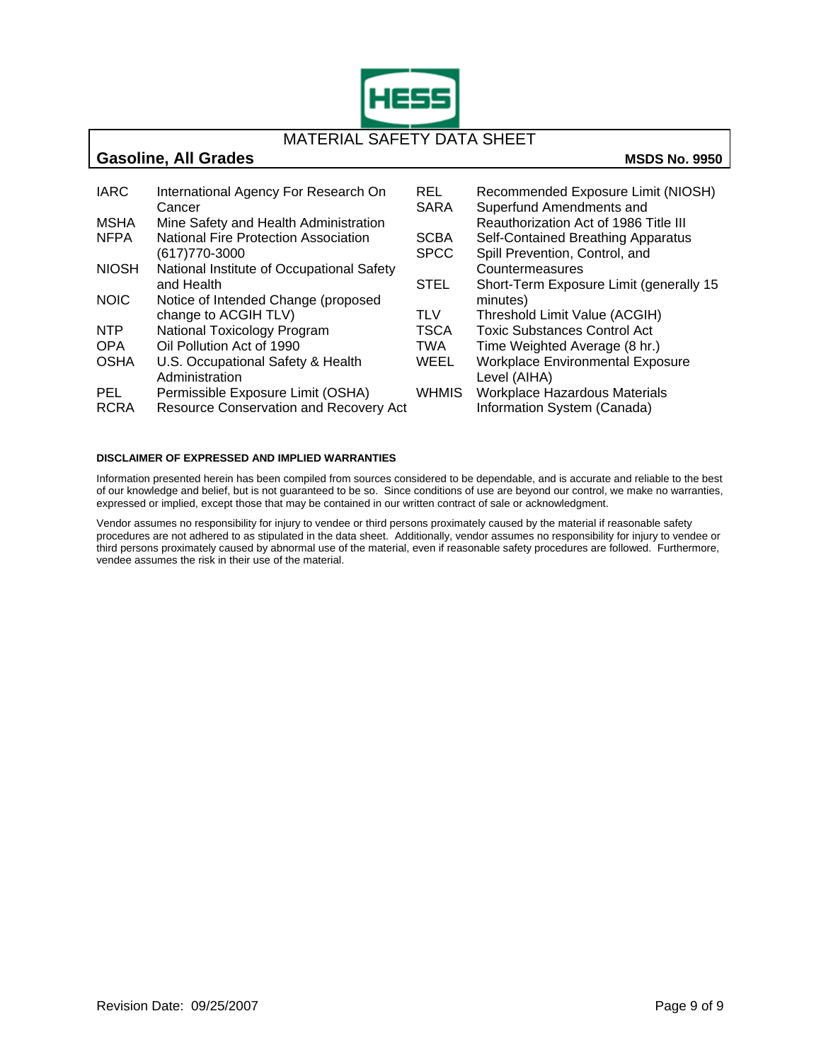| | | | |
|---|---|---|---|
| IARC | International Agency For Research On Cancer | REL | Recommended Exposure Limit (NIOSH) |
| MSHA | Mine Safety and Health Administration | SARA | Superfund Amendments and Reauthorization Act of 1986 Title III |
| NFPA | National Fire Protection Association (617)770-3000 | SCBA | Self-Contained Breathing Apparatus |
| NIOSH | National Institute of Occupational Safety and Health | SPCC | Spill Prevention, Control, and Countermeasures |
| NOIC | Notice of Intended Change (proposed change to ACGIH TLV) | STEL | Short-Term Exposure Limit (generally 15 minutes) |
| NTP | National Toxicology Program | TLV | Threshold Limit Value (ACGIH) |
| OPA | Oil Pollution Act of 1990 | TSCA | Toxic Substances Control Act |
| OSHA | U.S. Occupational Safety & Health Administration | TWA | Time Weighted Average (8 hr.) |
| PEL | Permissible Exposure Limit (OSHA) | WEEL | Workplace Environmental Exposure Level (AIHA) |
| RCRA | Resource Conservation and Recovery Act | WHMIS | Workplace Hazardous Materials Information System (Canada) |

**DISCLAIMER OF EXPRESSED AND IMPLIED WARRANTIES**

Information presented herein has been compiled from sources considered to be dependable, and is accurate and reliable to the best of our knowledge and belief, but is not guaranteed to be so. Since conditions of use are beyond our control, we make no warranties, expressed or implied, except those that may be contained in our written contract of sale or acknowledgment.

Vendor assumes no responsibility for injury to vendee or third persons proximately caused by the material if reasonable safety procedures are not adhered to as stipulated in the data sheet. Additionally, vendor assumes no responsibility for injury to vendee or third persons proximately caused by abnormal use of the material, even if reasonable safety procedures are followed. Furthermore, vendee assumes the risk in their use of the material.